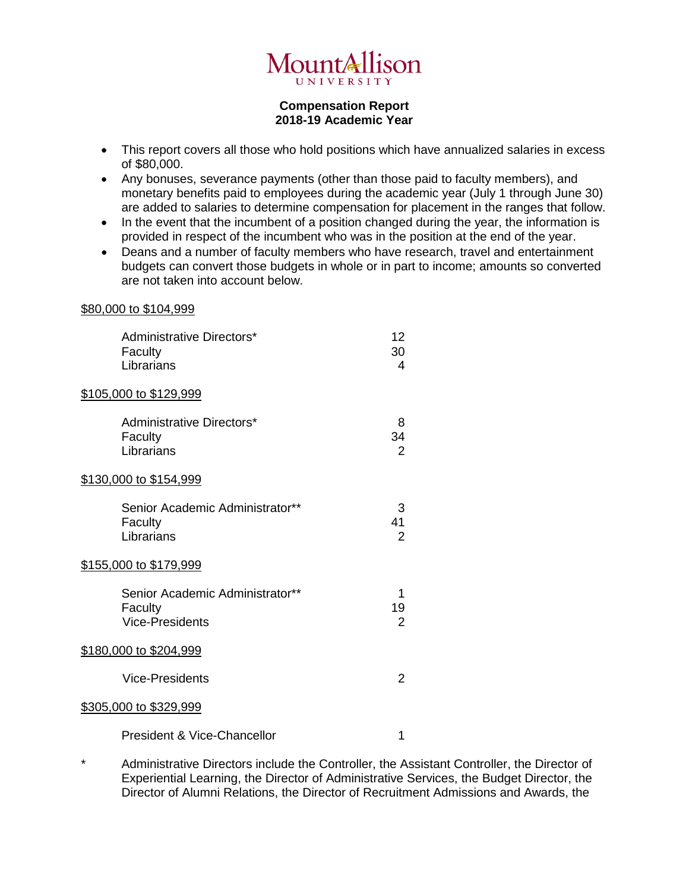Mount Allison University

# Compensation Report
## 2018-19 Academic Year

- This report covers all those who hold positions which have annualized salaries in excess of $80,000.
- Any bonuses, severance payments (other than those paid to faculty members), and monetary benefits paid to employees during the academic year (July 1 through June 30) are added to salaries to determine compensation for placement in the ranges that follow.
- In the event that the incumbent of a position changed during the year, the information is provided in respect of the incumbent who was in the position at the end of the year.
- Deans and a number of faculty members who have research, travel and entertainment budgets can convert those budgets in whole or in part to income; amounts so converted are not taken into account below.

<u>$80,000 to $104,999</u>

| | |
|---|---|
| Administrative Directors* | 12 |
| Faculty | 30 |
| Librarians | 4 |

<u>$105,000 to $129,999</u>

| | |
|---|---|
| Administrative Directors* | 8 |
| Faculty | 34 |
| Librarians | 2 |

<u>$130,000 to $154,999</u>

| | |
|---|---|
| Senior Academic Administrator** | 3 |
| Faculty | 41 |
| Librarians | 2 |

<u>$155,000 to $179,999</u>

| | |
|---|---|
| Senior Academic Administrator** | 1 |
| Faculty | 19 |
| Vice-Presidents | 2 |

<u>$180,000 to $204,999</u>

| | |
|---|---|
| Vice-Presidents | 2 |

<u>$305,000 to $329,999</u>

| | |
|---|---|
| President & Vice-Chancellor | 1 |

\* Administrative Directors include the Controller, the Assistant Controller, the Director of Experiential Learning, the Director of Administrative Services, the Budget Director, the Director of Alumni Relations, the Director of Recruitment Admissions and Awards, the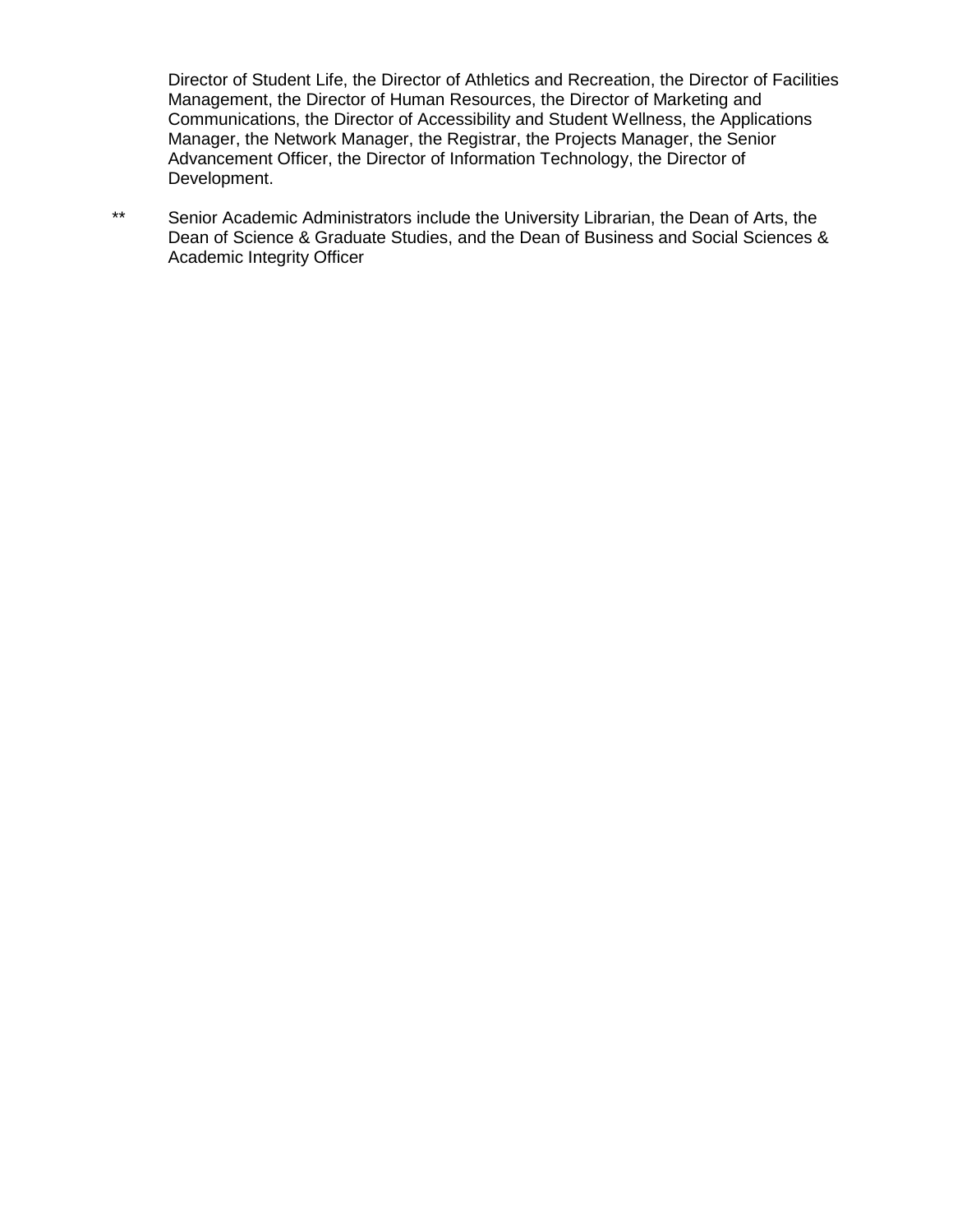Director of Student Life, the Director of Athletics and Recreation, the Director of Facilities Management, the Director of Human Resources, the Director of Marketing and Communications, the Director of Accessibility and Student Wellness, the Applications Manager, the Network Manager, the Registrar, the Projects Manager, the Senior Advancement Officer, the Director of Information Technology, the Director of Development.

** Senior Academic Administrators include the University Librarian, the Dean of Arts, the Dean of Science & Graduate Studies, and the Dean of Business and Social Sciences & Academic Integrity Officer